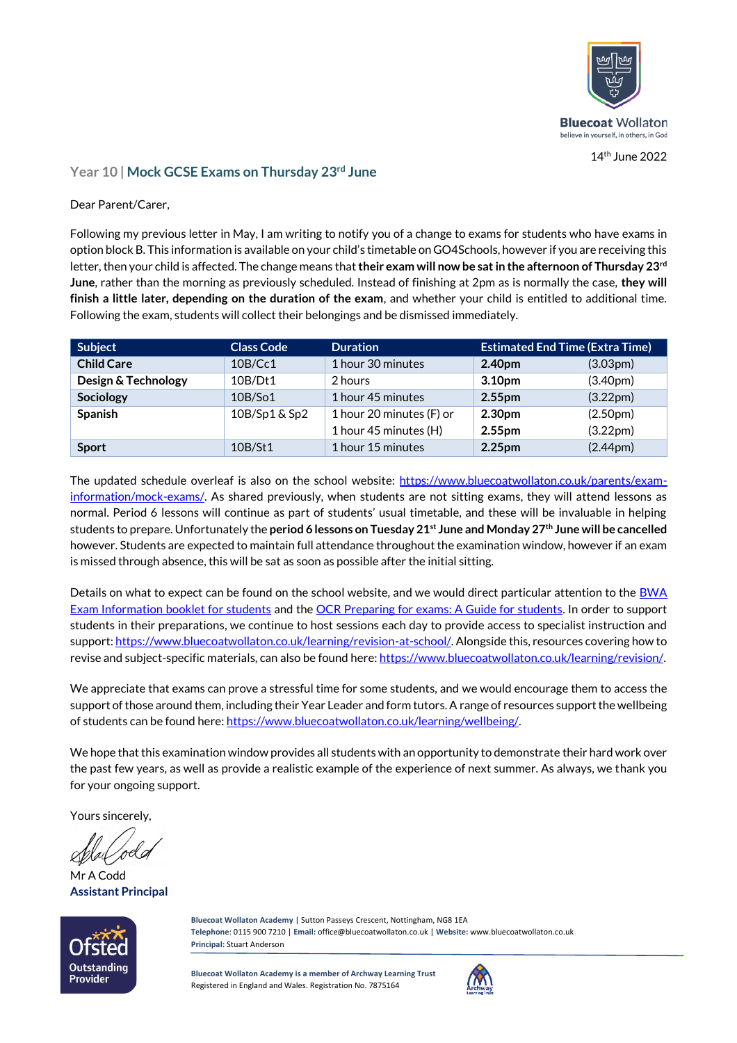Bluecoat Wollaton
believe in yourself, in others, in God

14th June 2022

## Year 10 | Mock GCSE Exams on Thursday 23rd June

Dear Parent/Carer,

Following my previous letter in May, I am writing to notify you of a change to exams for students who have exams in option block B. This information is available on your child's timetable on GO4Schools, however if you are receiving this letter, then your child is affected. The change means that **their exam will now be sat in the afternoon of Thursday 23rd June**, rather than the morning as previously scheduled. Instead of finishing at 2pm as is normally the case, **they will finish a little later, depending on the duration of the exam**, and whether your child is entitled to additional time. Following the exam, students will collect their belongings and be dismissed immediately.

| Subject | Class Code | Duration | Estimated End Time (Extra Time) | |
|---|---|---|---|---|
| **Child Care** | 10B/Cc1 | 1 hour 30 minutes | **2.40pm** | (3.03pm) |
| **Design & Technology** | 10B/Dt1 | 2 hours | **3.10pm** | (3.40pm) |
| **Sociology** | 10B/So1 | 1 hour 45 minutes | **2.55pm** | (3.22pm) |
| **Spanish** | 10B/Sp1 & Sp2 | 1 hour 20 minutes (F) or | **2.30pm** | (2.50pm) |
| | | 1 hour 45 minutes (H) | **2.55pm** | (3.22pm) |
| **Sport** | 10B/St1 | 1 hour 15 minutes | **2.25pm** | (2.44pm) |

The updated schedule overleaf is also on the school website: https://www.bluecoatwollaton.co.uk/parents/exam-information/mock-exams/. As shared previously, when students are not sitting exams, they will attend lessons as normal. Period 6 lessons will continue as part of students' usual timetable, and these will be invaluable in helping students to prepare. Unfortunately the **period 6 lessons on Tuesday 21st June and Monday 27th June will be cancelled** however. Students are expected to maintain full attendance throughout the examination window, however if an exam is missed through absence, this will be sat as soon as possible after the initial sitting.

Details on what to expect can be found on the school website, and we would direct particular attention to the BWA Exam Information booklet for students and the OCR Preparing for exams: A Guide for students. In order to support students in their preparations, we continue to host sessions each day to provide access to specialist instruction and support: https://www.bluecoatwollaton.co.uk/learning/revision-at-school/. Alongside this, resources covering how to revise and subject-specific materials, can also be found here: https://www.bluecoatwollaton.co.uk/learning/revision/.

We appreciate that exams can prove a stressful time for some students, and we would encourage them to access the support of those around them, including their Year Leader and form tutors. A range of resources support the wellbeing of students can be found here: https://www.bluecoatwollaton.co.uk/learning/wellbeing/.

We hope that this examination window provides all students with an opportunity to demonstrate their hard work over the past few years, as well as provide a realistic example of the experience of next summer. As always, we thank you for your ongoing support.

Yours sincerely,

Mr A Codd
**Assistant Principal**

Ofsted Outstanding Provider

**Bluecoat Wollaton Academy** | Sutton Passeys Crescent, Nottingham, NG8 1EA
**Telephone:** 0115 900 7210 | **Email:** office@bluecoatwollaton.co.uk | **Website:** www.bluecoatwollaton.co.uk
**Principal:** Stuart Anderson

**Bluecoat Wollaton Academy is a member of Archway Learning Trust**
Registered in England and Wales. Registration No. 7875164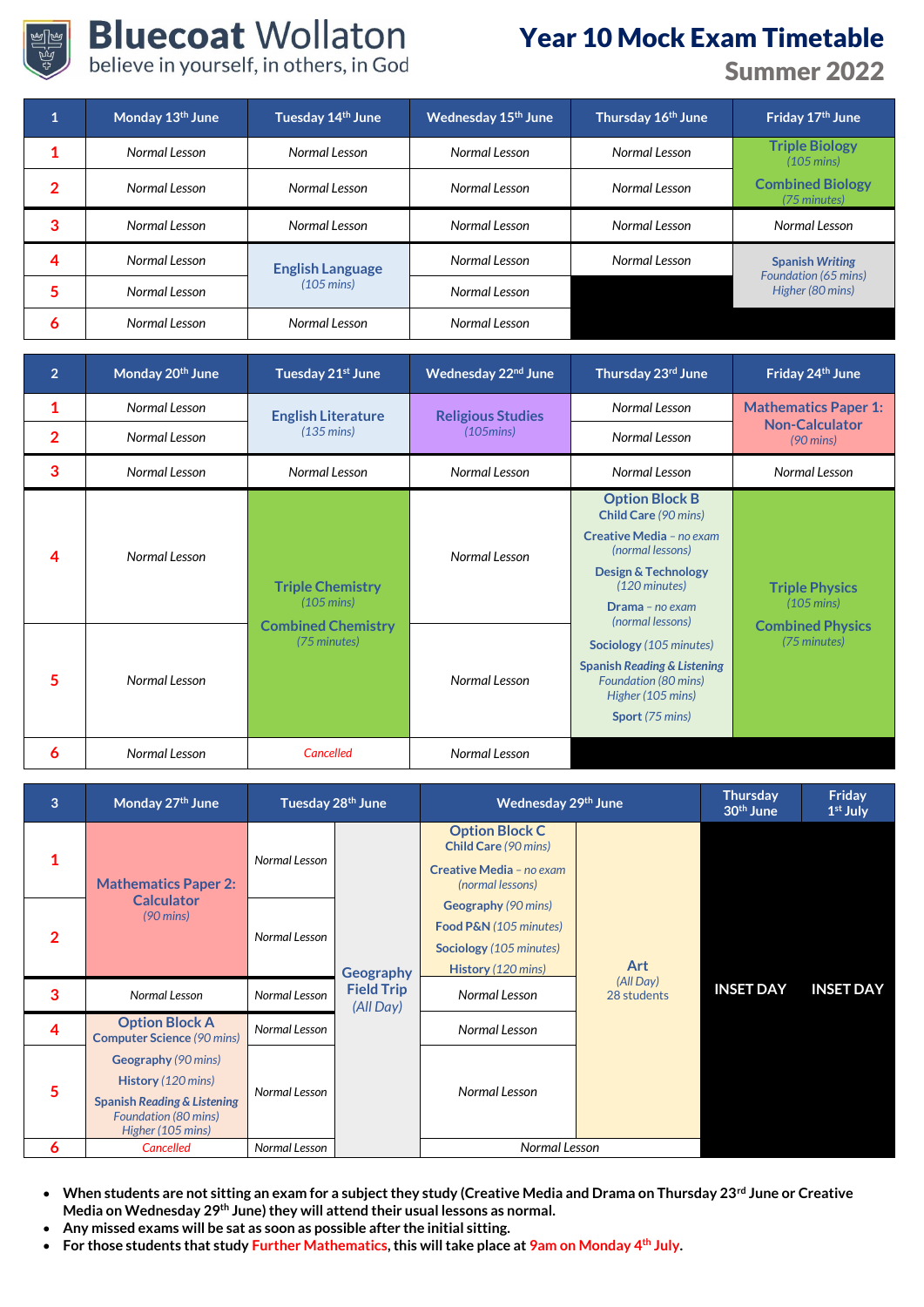# Bluecoat Wollaton

believe in yourself, in others, in God

## Year 10 Mock Exam Timetable

### Summer 2022

| 1 | Monday 13th June | Tuesday 14th June | Wednesday 15th June | Thursday 16th June | Friday 17th June |
|---|---|---|---|---|---|
| 1 | *Normal Lesson* | *Normal Lesson* | *Normal Lesson* | *Normal Lesson* | **Triple Biology** *(105 mins)* / **Combined Biology** *(75 minutes)* |
| 2 | *Normal Lesson* | *Normal Lesson* | *Normal Lesson* | *Normal Lesson* | |
| 3 | *Normal Lesson* | *Normal Lesson* | *Normal Lesson* | *Normal Lesson* | *Normal Lesson* |
| 4 | *Normal Lesson* | **English Language** *(105 mins)* | *Normal Lesson* | *Normal Lesson* | ***Spanish Writing*** *Foundation (65 mins) Higher (80 mins)* |
| 5 | *Normal Lesson* | | *Normal Lesson* | | |
| 6 | *Normal Lesson* | *Normal Lesson* | *Normal Lesson* | | |

| 2 | Monday 20th June | Tuesday 21st June | Wednesday 22nd June | Thursday 23rd June | Friday 24th June |
|---|---|---|---|---|---|
| 1 | *Normal Lesson* | **English Literature** *(135 mins)* | **Religious Studies** *(105mins)* | *Normal Lesson* | **Mathematics Paper 1: Non-Calculator** *(90 mins)* |
| 2 | *Normal Lesson* | | | *Normal Lesson* | |
| 3 | *Normal Lesson* | *Normal Lesson* | *Normal Lesson* | *Normal Lesson* | *Normal Lesson* |
| 4 | *Normal Lesson* | **Triple Chemistry** *(105 mins)* / **Combined Chemistry** *(75 minutes)* | *Normal Lesson* | **Option Block B** — **Child Care** *(90 mins)*; **Creative Media** – *no exam (normal lessons)*; **Design & Technology** *(120 minutes)*; **Drama** – *no exam (normal lessons)*; **Sociology** *(105 minutes)*; ***Spanish Reading & Listening*** *Foundation (80 mins) Higher (105 mins)*; **Sport** *(75 mins)* | **Triple Physics** *(105 mins)* / **Combined Physics** *(75 minutes)* |
| 5 | *Normal Lesson* | | *Normal Lesson* | | |
| 6 | *Normal Lesson* | *Cancelled* | *Normal Lesson* | | |

| 3 | Monday 27th June | Tuesday 28th June | | Wednesday 29th June | | Thursday 30th June | Friday 1st July |
|---|---|---|---|---|---|---|---|
| 1 | **Mathematics Paper 2: Calculator** *(90 mins)* | *Normal Lesson* | **Geography Field Trip** *(All Day)* | **Option Block C** — **Child Care** *(90 mins)*; **Creative Media** – *no exam (normal lessons)*; **Geography** *(90 mins)*; **Food P&N** *(105 minutes)*; **Sociology** *(105 minutes)*; **History** *(120 mins)* | **Art** *(All Day)* 28 students | INSET DAY | INSET DAY |
| 2 | | *Normal Lesson* | | | | | |
| 3 | *Normal Lesson* | *Normal Lesson* | | *Normal Lesson* | | | |
| 4 | **Option Block A** — **Computer Science** *(90 mins)*; **Geography** *(90 mins)*; **History** *(120 mins)*; ***Spanish Reading & Listening*** *Foundation (80 mins) Higher (105 mins)* | *Normal Lesson* | | *Normal Lesson* | | | |
| 5 | | *Normal Lesson* | | *Normal Lesson* | | | |
| 6 | *Cancelled* | *Normal Lesson* | | *Normal Lesson* | | | |

- **When students are not sitting an exam for a subject they study (Creative Media and Drama on Thursday 23rd June or Creative Media on Wednesday 29th June) they will attend their usual lessons as normal.**
- **Any missed exams will be sat as soon as possible after the initial sitting.**
- **For those students that study Further Mathematics, this will take place at 9am on Monday 4th July.**